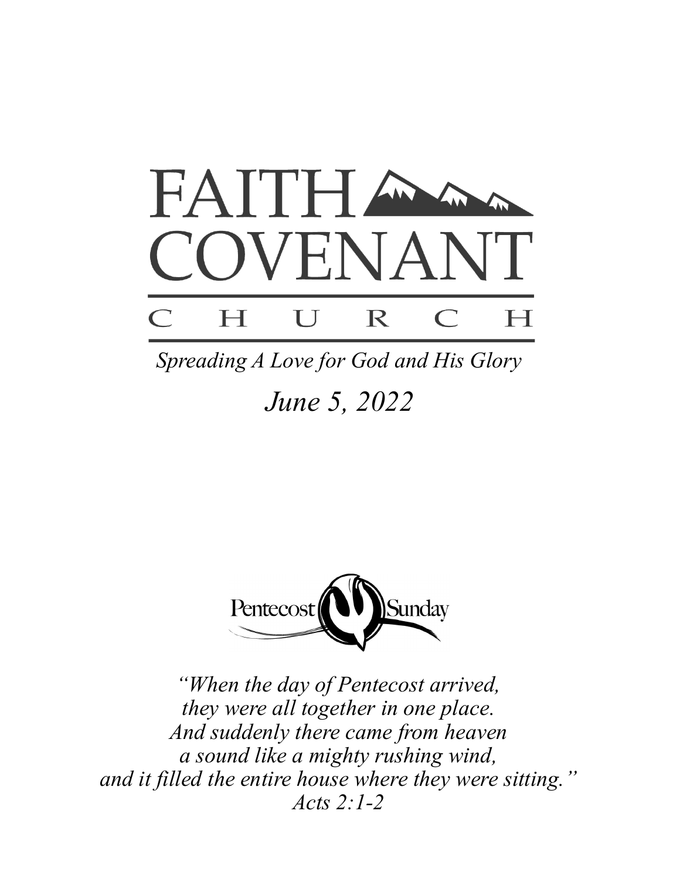# FAITH COVENANT CHURCH

*Spreading A Love for God and His Glory*

*June 5, 2022*

Pentecost Sunday

*"When the day of Pentecost arrived,*
*they were all together in one place.*
*And suddenly there came from heaven*
*a sound like a mighty rushing wind,*
*and it filled the entire house where they were sitting."*
*Acts 2:1-2*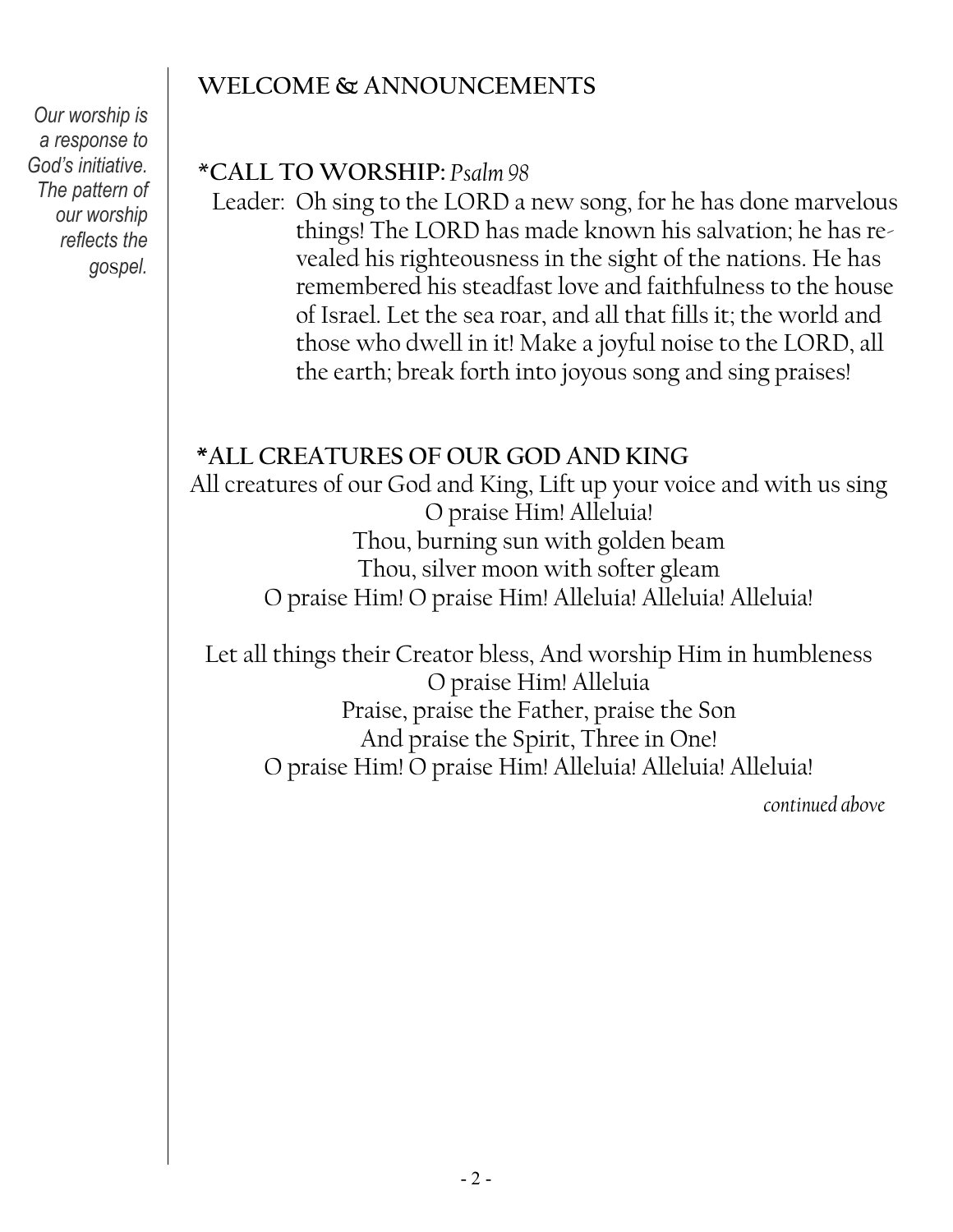*Our worship is a response to God's initiative. The pattern of our worship reflects the gospel.*

## WELCOME & ANNOUNCEMENTS

## *CALL TO WORSHIP: *Psalm 98*

Leader: Oh sing to the LORD a new song, for he has done marvelous things! The LORD has made known his salvation; he has revealed his righteousness in the sight of the nations. He has remembered his steadfast love and faithfulness to the house of Israel. Let the sea roar, and all that fills it; the world and those who dwell in it! Make a joyful noise to the LORD, all the earth; break forth into joyous song and sing praises!

## *ALL CREATURES OF OUR GOD AND KING

All creatures of our God and King, Lift up your voice and with us sing  
O praise Him! Alleluia!  
Thou, burning sun with golden beam  
Thou, silver moon with softer gleam  
O praise Him! O praise Him! Alleluia! Alleluia! Alleluia!

Let all things their Creator bless, And worship Him in humbleness  
O praise Him! Alleluia  
Praise, praise the Father, praise the Son  
And praise the Spirit, Three in One!  
O praise Him! O praise Him! Alleluia! Alleluia! Alleluia!

*continued above*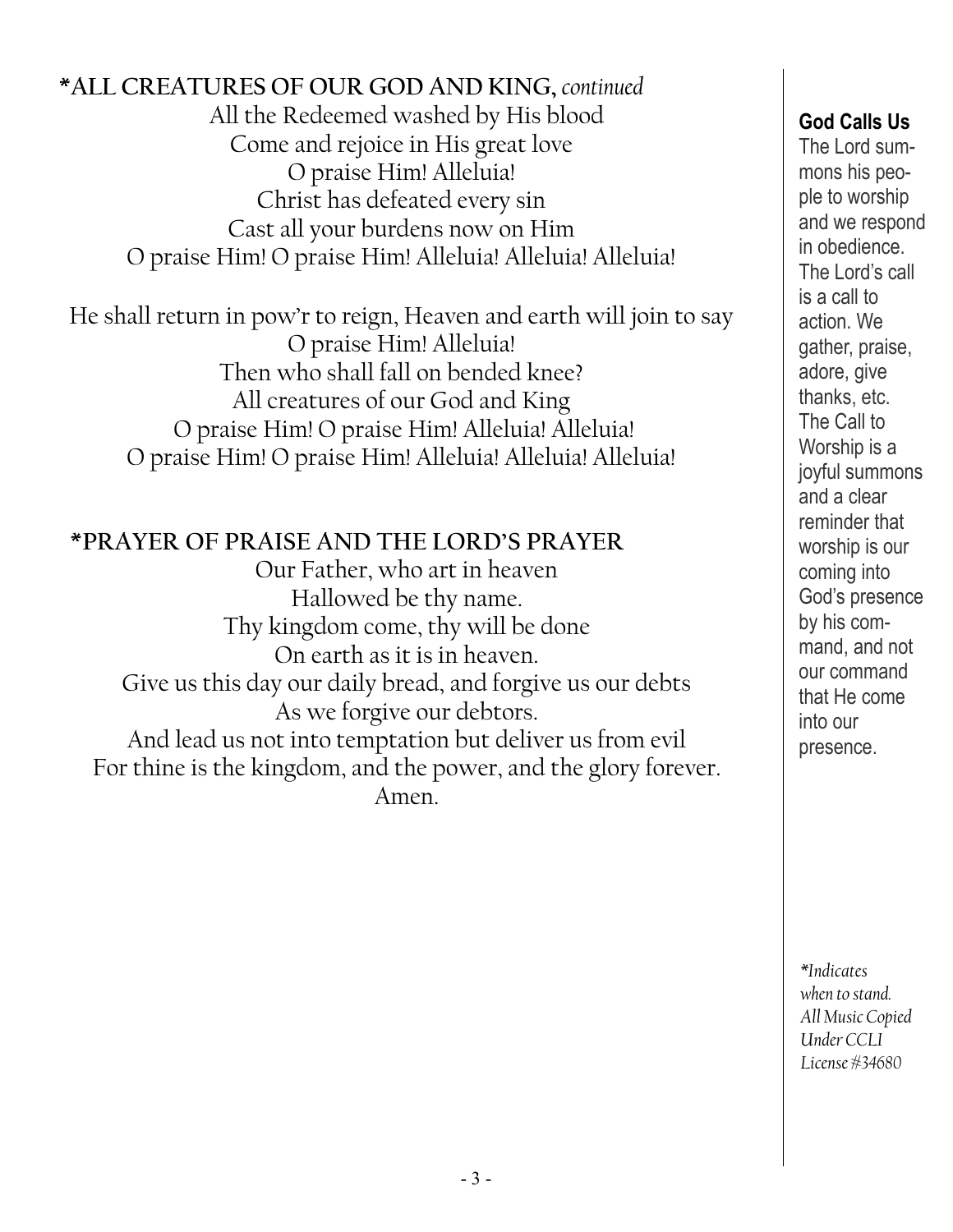**\*ALL CREATURES OF OUR GOD AND KING,** *continued*

All the Redeemed washed by His blood
Come and rejoice in His great love
O praise Him! Alleluia!
Christ has defeated every sin
Cast all your burdens now on Him
O praise Him! O praise Him! Alleluia! Alleluia! Alleluia!

He shall return in pow'r to reign, Heaven and earth will join to say
O praise Him! Alleluia!
Then who shall fall on bended knee?
All creatures of our God and King
O praise Him! O praise Him! Alleluia! Alleluia!
O praise Him! O praise Him! Alleluia! Alleluia! Alleluia!

**\*PRAYER OF PRAISE AND THE LORD'S PRAYER**

Our Father, who art in heaven
Hallowed be thy name.
Thy kingdom come, thy will be done
On earth as it is in heaven.
Give us this day our daily bread, and forgive us our debts
As we forgive our debtors.
And lead us not into temptation but deliver us from evil
For thine is the kingdom, and the power, and the glory forever.
Amen.

**God Calls Us**

The Lord summons his people to worship and we respond in obedience. The Lord's call is a call to action. We gather, praise, adore, give thanks, etc. The Call to Worship is a joyful summons and a clear reminder that worship is our coming into God's presence by his command, and not our command that He come into our presence.

*\*Indicates when to stand. All Music Copied Under CCLI License #34680*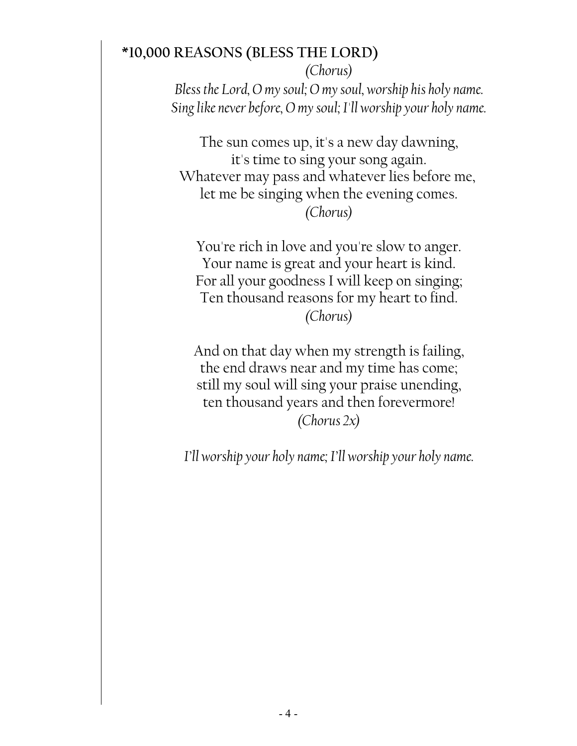**\*10,000 REASONS (BLESS THE LORD)**

*(Chorus)*

*Bless the Lord, O my soul; O my soul, worship his holy name.*
*Sing like never before, O my soul; I'll worship your holy name.*

The sun comes up, it's a new day dawning,
it's time to sing your song again.
Whatever may pass and whatever lies before me,
let me be singing when the evening comes.
*(Chorus)*

You're rich in love and you're slow to anger.
Your name is great and your heart is kind.
For all your goodness I will keep on singing;
Ten thousand reasons for my heart to find.
*(Chorus)*

And on that day when my strength is failing,
the end draws near and my time has come;
still my soul will sing your praise unending,
ten thousand years and then forevermore!
*(Chorus 2x)*

*I'll worship your holy name; I'll worship your holy name.*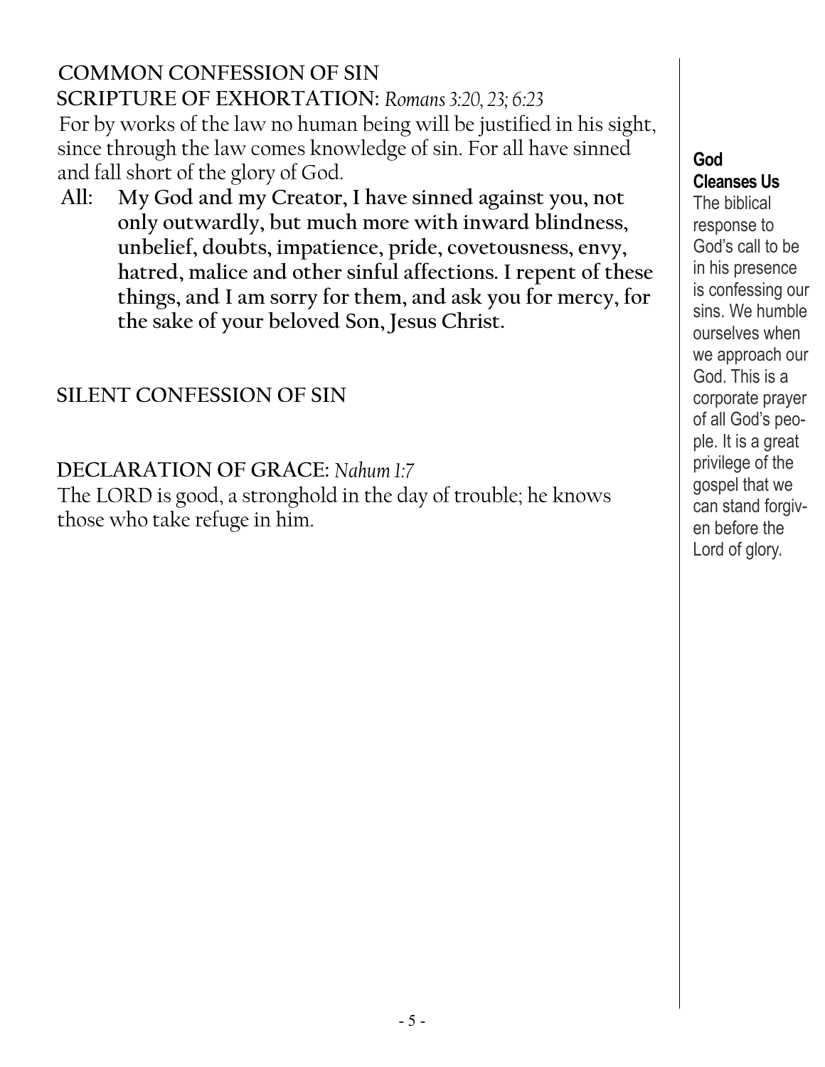## COMMON CONFESSION OF SIN

**SCRIPTURE OF EXHORTATION:** *Romans 3:20, 23; 6:23*

For by works of the law no human being will be justified in his sight, since through the law comes knowledge of sin. For all have sinned and fall short of the glory of God.

**All: My God and my Creator, I have sinned against you, not only outwardly, but much more with inward blindness, unbelief, doubts, impatience, pride, covetousness, envy, hatred, malice and other sinful affections. I repent of these things, and I am sorry for them, and ask you for mercy, for the sake of your beloved Son, Jesus Christ.**

## SILENT CONFESSION OF SIN

## DECLARATION OF GRACE: *Nahum 1:7*

The LORD is good, a stronghold in the day of trouble; he knows those who take refuge in him.

**God Cleanses Us**

The biblical response to God's call to be in his presence is confessing our sins. We humble ourselves when we approach our God. This is a corporate prayer of all God's people. It is a great privilege of the gospel that we can stand forgiven before the Lord of glory.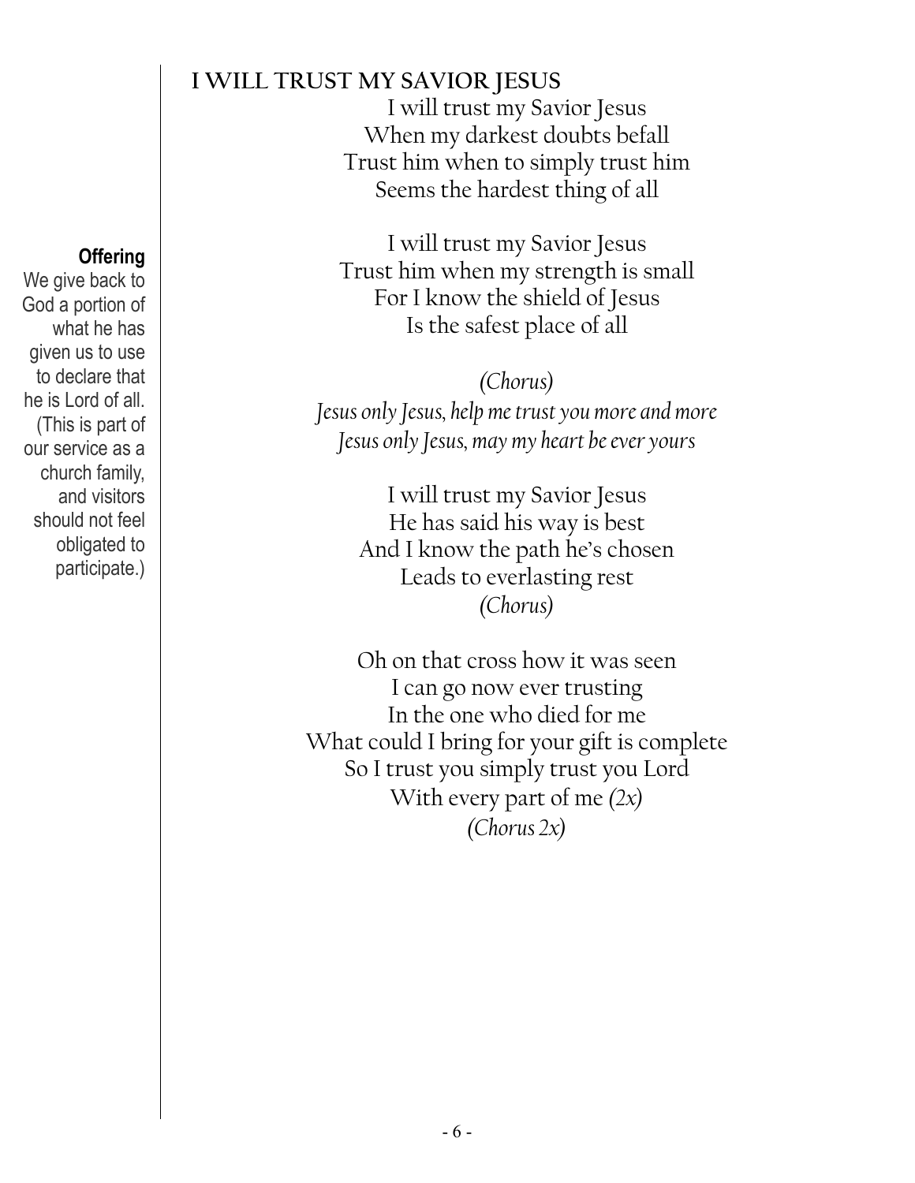**Offering**

We give back to God a portion of what he has given us to use to declare that he is Lord of all. (This is part of our service as a church family, and visitors should not feel obligated to participate.)

## I WILL TRUST MY SAVIOR JESUS

I will trust my Savior Jesus
When my darkest doubts befall
Trust him when to simply trust him
Seems the hardest thing of all

I will trust my Savior Jesus
Trust him when my strength is small
For I know the shield of Jesus
Is the safest place of all

*(Chorus)*
*Jesus only Jesus, help me trust you more and more*
*Jesus only Jesus, may my heart be ever yours*

I will trust my Savior Jesus
He has said his way is best
And I know the path he's chosen
Leads to everlasting rest
*(Chorus)*

Oh on that cross how it was seen
I can go now ever trusting
In the one who died for me
What could I bring for your gift is complete
So I trust you simply trust you Lord
With every part of me *(2x)*
*(Chorus 2x)*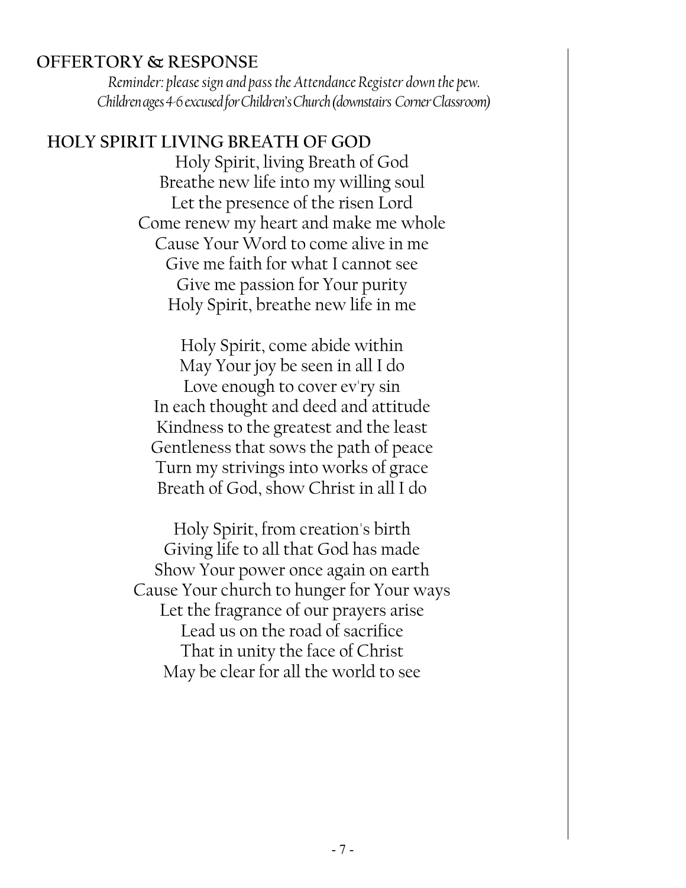## OFFERTORY & RESPONSE

*Reminder: please sign and pass the Attendance Register down the pew.*
*Children ages 4-6 excused for Children's Church (downstairs Corner Classroom)*

## HOLY SPIRIT LIVING BREATH OF GOD

Holy Spirit, living Breath of God
Breathe new life into my willing soul
Let the presence of the risen Lord
Come renew my heart and make me whole
Cause Your Word to come alive in me
Give me faith for what I cannot see
Give me passion for Your purity
Holy Spirit, breathe new life in me

Holy Spirit, come abide within
May Your joy be seen in all I do
Love enough to cover ev'ry sin
In each thought and deed and attitude
Kindness to the greatest and the least
Gentleness that sows the path of peace
Turn my strivings into works of grace
Breath of God, show Christ in all I do

Holy Spirit, from creation's birth
Giving life to all that God has made
Show Your power once again on earth
Cause Your church to hunger for Your ways
Let the fragrance of our prayers arise
Lead us on the road of sacrifice
That in unity the face of Christ
May be clear for all the world to see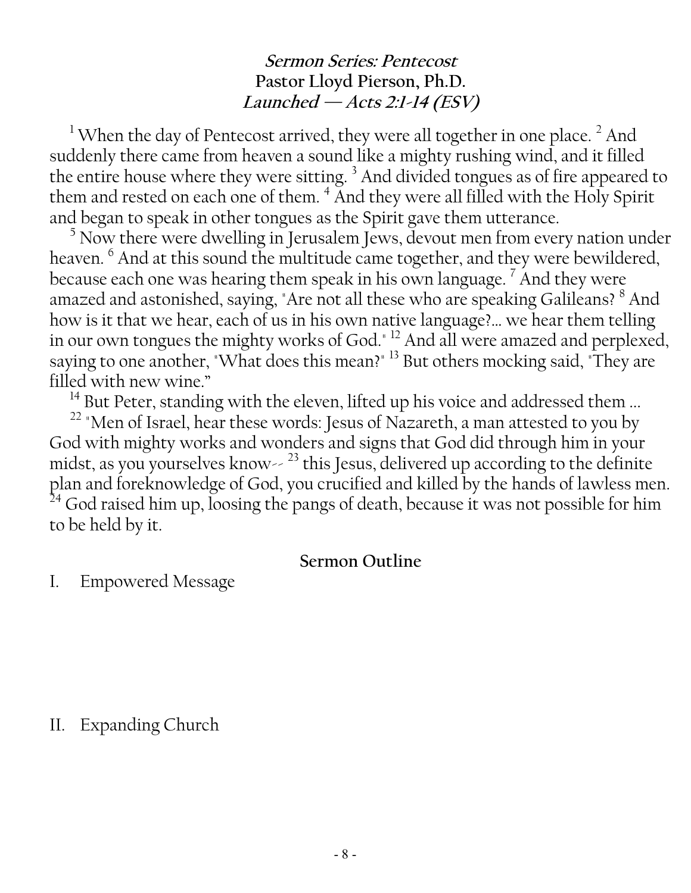### *Sermon Series: Pentecost*
**Pastor Lloyd Pierson, Ph.D.**
***Launched — Acts 2:1-14 (ESV)***

[1] When the day of Pentecost arrived, they were all together in one place. [2] And suddenly there came from heaven a sound like a mighty rushing wind, and it filled the entire house where they were sitting. [3] And divided tongues as of fire appeared to them and rested on each one of them. [4] And they were all filled with the Holy Spirit and began to speak in other tongues as the Spirit gave them utterance.

[5] Now there were dwelling in Jerusalem Jews, devout men from every nation under heaven. [6] And at this sound the multitude came together, and they were bewildered, because each one was hearing them speak in his own language. [7] And they were amazed and astonished, saying, "Are not all these who are speaking Galileans? [8] And how is it that we hear, each of us in his own native language?... we hear them telling in our own tongues the mighty works of God." [12] And all were amazed and perplexed, saying to one another, "What does this mean?" [13] But others mocking said, "They are filled with new wine."

[14] But Peter, standing with the eleven, lifted up his voice and addressed them ...

[22] "Men of Israel, hear these words: Jesus of Nazareth, a man attested to you by God with mighty works and wonders and signs that God did through him in your midst, as you yourselves know-- [23] this Jesus, delivered up according to the definite plan and foreknowledge of God, you crucified and killed by the hands of lawless men. [24] God raised him up, loosing the pangs of death, because it was not possible for him to be held by it.

**Sermon Outline**

I. Empowered Message

II. Expanding Church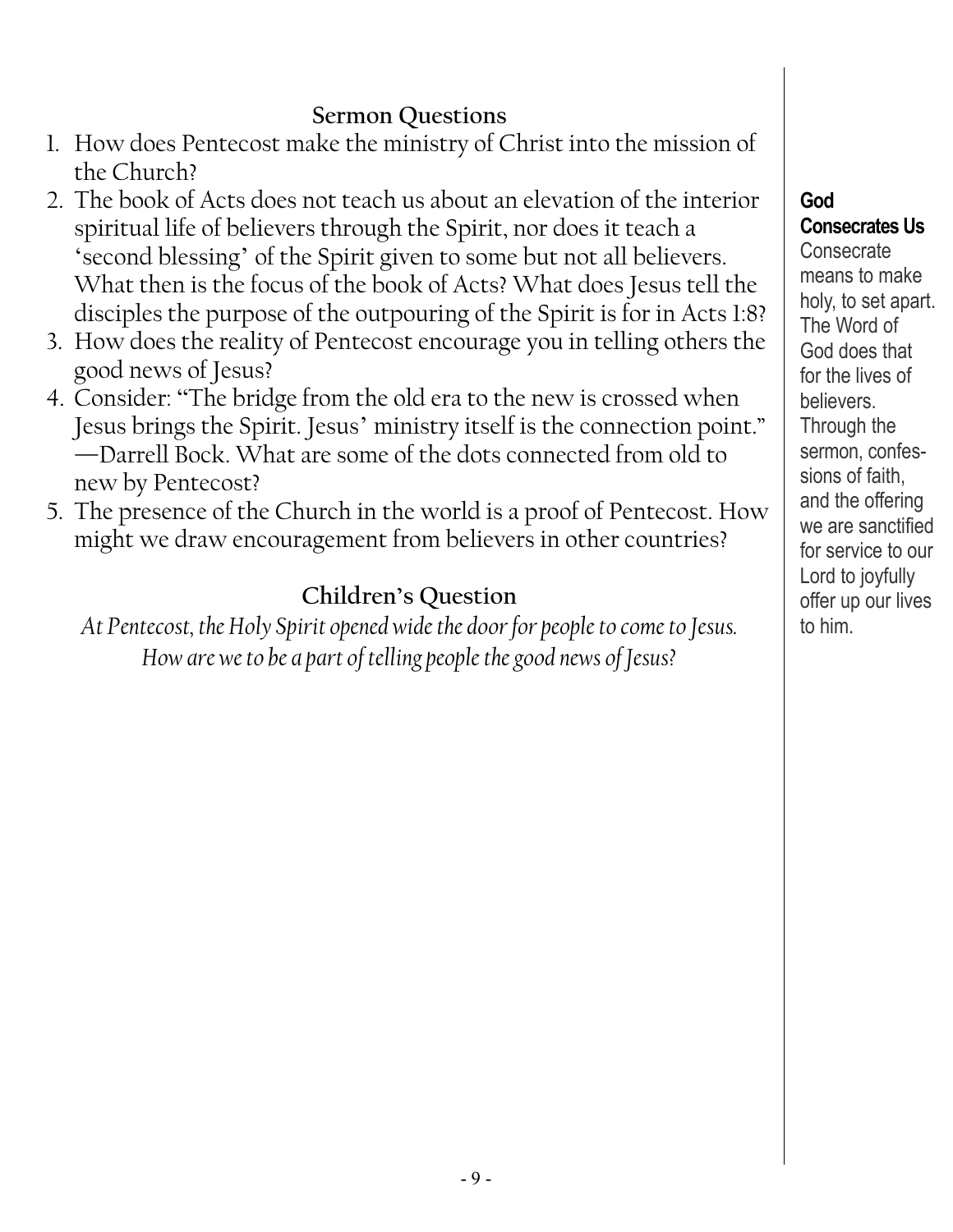## Sermon Questions

1. How does Pentecost make the ministry of Christ into the mission of the Church?
2. The book of Acts does not teach us about an elevation of the interior spiritual life of believers through the Spirit, nor does it teach a 'second blessing' of the Spirit given to some but not all believers. What then is the focus of the book of Acts? What does Jesus tell the disciples the purpose of the outpouring of the Spirit is for in Acts 1:8?
3. How does the reality of Pentecost encourage you in telling others the good news of Jesus?
4. Consider: "The bridge from the old era to the new is crossed when Jesus brings the Spirit. Jesus' ministry itself is the connection point." —Darrell Bock. What are some of the dots connected from old to new by Pentecost?
5. The presence of the Church in the world is a proof of Pentecost. How might we draw encouragement from believers in other countries?

## Children's Question

*At Pentecost, the Holy Spirit opened wide the door for people to come to Jesus. How are we to be a part of telling people the good news of Jesus?*

**God Consecrates Us**

Consecrate means to make holy, to set apart. The Word of God does that for the lives of believers. Through the sermon, confessions of faith, and the offering we are sanctified for service to our Lord to joyfully offer up our lives to him.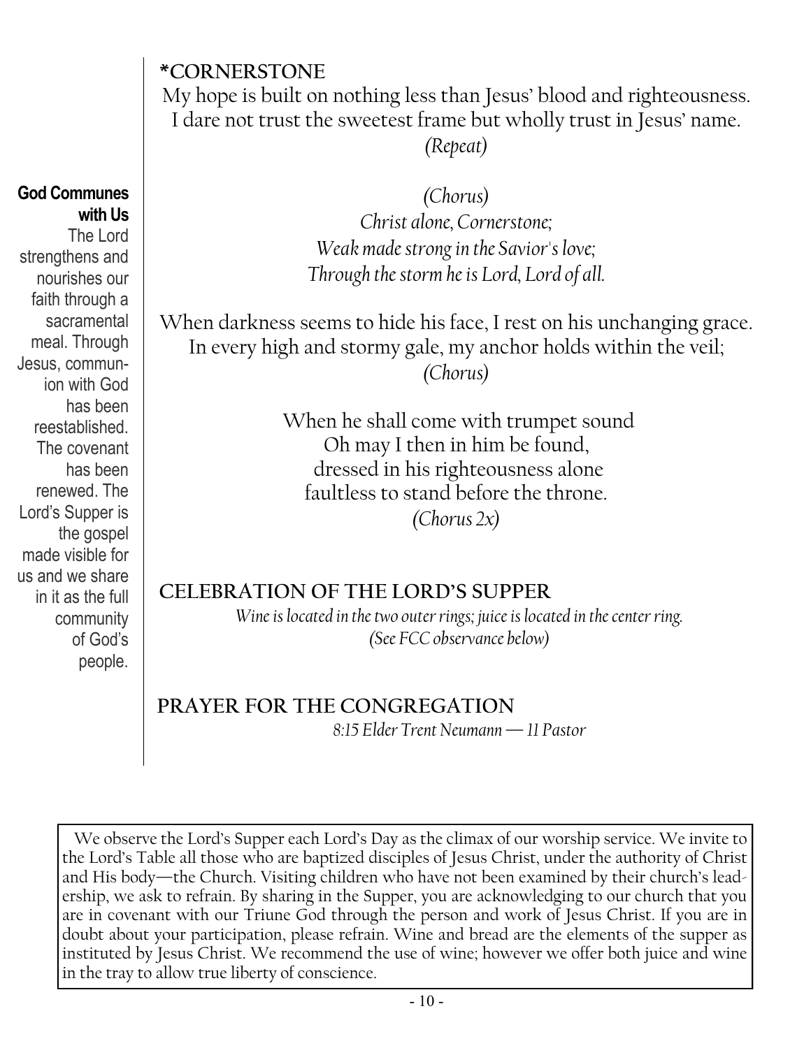**God Communes with Us**

The Lord strengthens and nourishes our faith through a sacramental meal. Through Jesus, communion with God has been reestablished. The covenant has been renewed. The Lord's Supper is the gospel made visible for us and we share in it as the full community of God's people.

## *CORNERSTONE

My hope is built on nothing less than Jesus' blood and righteousness.
I dare not trust the sweetest frame but wholly trust in Jesus' name.
*(Repeat)*

*(Chorus)*
*Christ alone, Cornerstone;*
*Weak made strong in the Savior's love;*
*Through the storm he is Lord, Lord of all.*

When darkness seems to hide his face, I rest on his unchanging grace.
In every high and stormy gale, my anchor holds within the veil;
*(Chorus)*

When he shall come with trumpet sound
Oh may I then in him be found,
dressed in his righteousness alone
faultless to stand before the throne.
*(Chorus 2x)*

## CELEBRATION OF THE LORD'S SUPPER

*Wine is located in the two outer rings; juice is located in the center ring.*
*(See FCC observance below)*

## PRAYER FOR THE CONGREGATION

*8:15 Elder Trent Neumann — 11 Pastor*

We observe the Lord's Supper each Lord's Day as the climax of our worship service. We invite to the Lord's Table all those who are baptized disciples of Jesus Christ, under the authority of Christ and His body—the Church. Visiting children who have not been examined by their church's leadership, we ask to refrain. By sharing in the Supper, you are acknowledging to our church that you are in covenant with our Triune God through the person and work of Jesus Christ. If you are in doubt about your participation, please refrain. Wine and bread are the elements of the supper as instituted by Jesus Christ. We recommend the use of wine; however we offer both juice and wine in the tray to allow true liberty of conscience.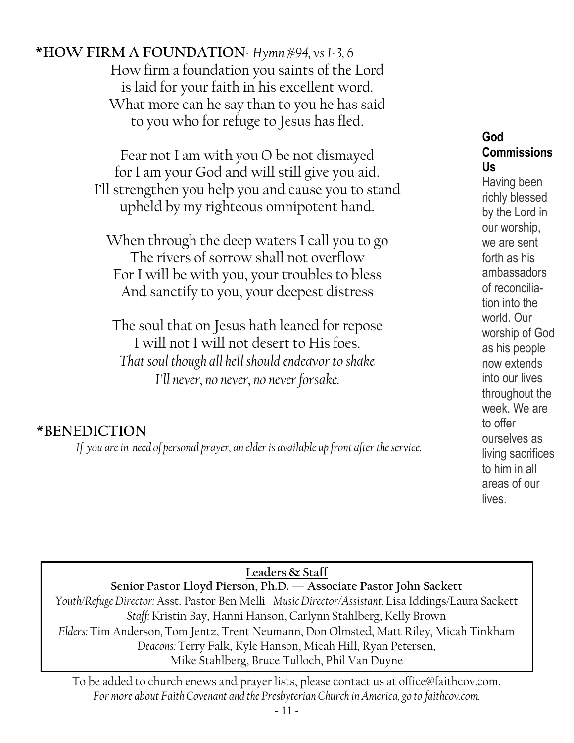**\*HOW FIRM A FOUNDATION**- *Hymn #94, vs 1-3, 6*

How firm a foundation you saints of the Lord
is laid for your faith in his excellent word.
What more can he say than to you he has said
to you who for refuge to Jesus has fled.

Fear not I am with you O be not dismayed
for I am your God and will still give you aid.
I'll strengthen you help you and cause you to stand
upheld by my righteous omnipotent hand.

When through the deep waters I call you to go
The rivers of sorrow shall not overflow
For I will be with you, your troubles to bless
And sanctify to you, your deepest distress

The soul that on Jesus hath leaned for repose
I will not I will not desert to His foes.
*That soul though all hell should endeavor to shake*
*I'll never, no never, no never forsake.*

**\*BENEDICTION**

*If you are in need of personal prayer, an elder is available up front after the service.*

**God Commissions Us**

Having been richly blessed by the Lord in our worship, we are sent forth as his ambassadors of reconciliation into the world. Our worship of God as his people now extends into our lives throughout the week. We are to offer ourselves as living sacrifices to him in all areas of our lives.

**Leaders & Staff**

**Senior Pastor Lloyd Pierson, Ph.D. — Associate Pastor John Sackett**

*Youth/Refuge Director:* Asst. Pastor Ben Melli *Music Director/Assistant:* Lisa Iddings/Laura Sackett
*Staff:* Kristin Bay, Hanni Hanson, Carlynn Stahlberg, Kelly Brown
*Elders:* Tim Anderson, Tom Jentz, Trent Neumann, Don Olmsted, Matt Riley, Micah Tinkham
*Deacons:* Terry Falk, Kyle Hanson, Micah Hill, Ryan Petersen,
Mike Stahlberg, Bruce Tulloch, Phil Van Duyne

To be added to church enews and prayer lists, please contact us at office@faithcov.com.
*For more about Faith Covenant and the Presbyterian Church in America, go to faithcov.com.*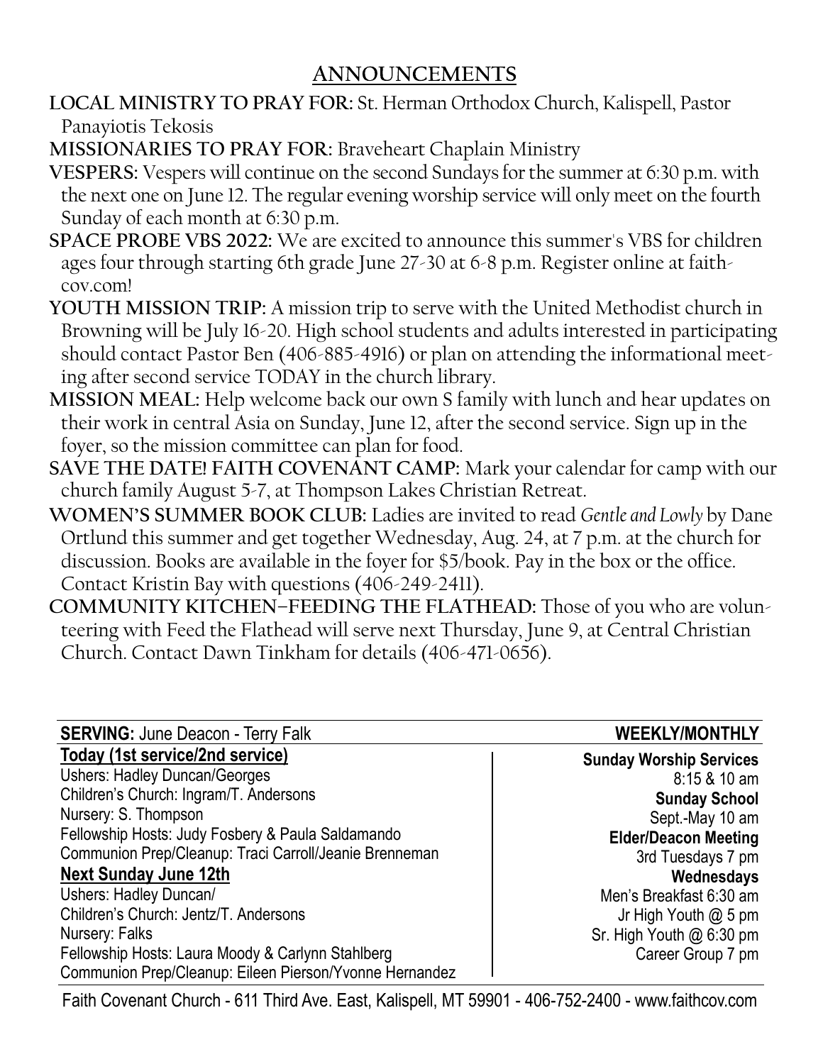## ANNOUNCEMENTS

**LOCAL MINISTRY TO PRAY FOR:** St. Herman Orthodox Church, Kalispell, Pastor Panayiotis Tekosis

**MISSIONARIES TO PRAY FOR:** Braveheart Chaplain Ministry

**VESPERS:** Vespers will continue on the second Sundays for the summer at 6:30 p.m. with the next one on June 12. The regular evening worship service will only meet on the fourth Sunday of each month at 6:30 p.m.

**SPACE PROBE VBS 2022:** We are excited to announce this summer's VBS for children ages four through starting 6th grade June 27-30 at 6-8 p.m. Register online at faith-cov.com!

**YOUTH MISSION TRIP:** A mission trip to serve with the United Methodist church in Browning will be July 16-20. High school students and adults interested in participating should contact Pastor Ben (406-885-4916) or plan on attending the informational meeting after second service TODAY in the church library.

**MISSION MEAL:** Help welcome back our own S family with lunch and hear updates on their work in central Asia on Sunday, June 12, after the second service. Sign up in the foyer, so the mission committee can plan for food.

**SAVE THE DATE! FAITH COVENANT CAMP:** Mark your calendar for camp with our church family August 5-7, at Thompson Lakes Christian Retreat.

**WOMEN'S SUMMER BOOK CLUB:** Ladies are invited to read *Gentle and Lowly* by Dane Ortlund this summer and get together Wednesday, Aug. 24, at 7 p.m. at the church for discussion. Books are available in the foyer for $5/book. Pay in the box or the office. Contact Kristin Bay with questions (406-249-2411).

**COMMUNITY KITCHEN–FEEDING THE FLATHEAD:** Those of you who are volunteering with Feed the Flathead will serve next Thursday, June 9, at Central Christian Church. Contact Dawn Tinkham for details (406-471-0656).

**SERVING:** June Deacon - Terry Falk

**Today (1st service/2nd service)**
Ushers: Hadley Duncan/Georges
Children's Church: Ingram/T. Andersons
Nursery: S. Thompson
Fellowship Hosts: Judy Fosbery & Paula Saldamando
Communion Prep/Cleanup: Traci Carroll/Jeanie Brenneman

**Next Sunday June 12th**
Ushers: Hadley Duncan/
Children's Church: Jentz/T. Andersons
Nursery: Falks
Fellowship Hosts: Laura Moody & Carlynn Stahlberg
Communion Prep/Cleanup: Eileen Pierson/Yvonne Hernandez

**WEEKLY/MONTHLY**

**Sunday Worship Services**
8:15 & 10 am

**Sunday School**
Sept.-May 10 am

**Elder/Deacon Meeting**
3rd Tuesdays 7 pm

**Wednesdays**
Men's Breakfast 6:30 am
Jr High Youth @ 5 pm
Sr. High Youth @ 6:30 pm
Career Group 7 pm

Faith Covenant Church - 611 Third Ave. East, Kalispell, MT 59901 - 406-752-2400 - www.faithcov.com